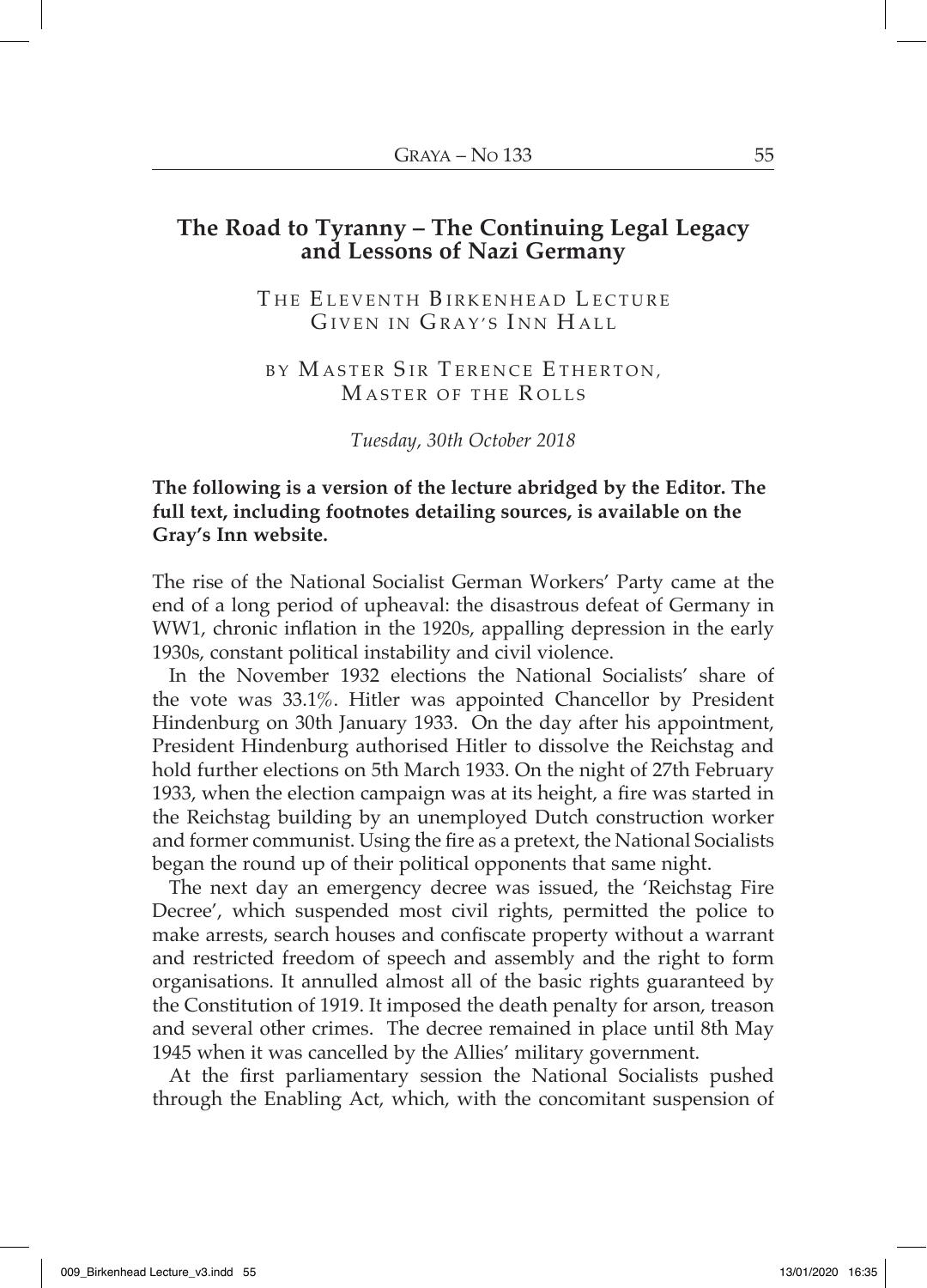# The Road to Tyranny – The Continuing Legal Legacy and Lessons of Nazi Germany

THE ELEVENTH BIRKENHEAD LECTURE
GIVEN IN GRAY'S INN HALL

BY MASTER SIR TERENCE ETHERTON,
MASTER OF THE ROLLS

*Tuesday, 30th October 2018*

**The following is a version of the lecture abridged by the Editor. The full text, including footnotes detailing sources, is available on the Gray's Inn website.**

The rise of the National Socialist German Workers' Party came at the end of a long period of upheaval: the disastrous defeat of Germany in WW1, chronic inflation in the 1920s, appalling depression in the early 1930s, constant political instability and civil violence.

In the November 1932 elections the National Socialists' share of the vote was 33.1%. Hitler was appointed Chancellor by President Hindenburg on 30th January 1933. On the day after his appointment, President Hindenburg authorised Hitler to dissolve the Reichstag and hold further elections on 5th March 1933. On the night of 27th February 1933, when the election campaign was at its height, a fire was started in the Reichstag building by an unemployed Dutch construction worker and former communist. Using the fire as a pretext, the National Socialists began the round up of their political opponents that same night.

The next day an emergency decree was issued, the 'Reichstag Fire Decree', which suspended most civil rights, permitted the police to make arrests, search houses and confiscate property without a warrant and restricted freedom of speech and assembly and the right to form organisations. It annulled almost all of the basic rights guaranteed by the Constitution of 1919. It imposed the death penalty for arson, treason and several other crimes. The decree remained in place until 8th May 1945 when it was cancelled by the Allies' military government.

At the first parliamentary session the National Socialists pushed through the Enabling Act, which, with the concomitant suspension of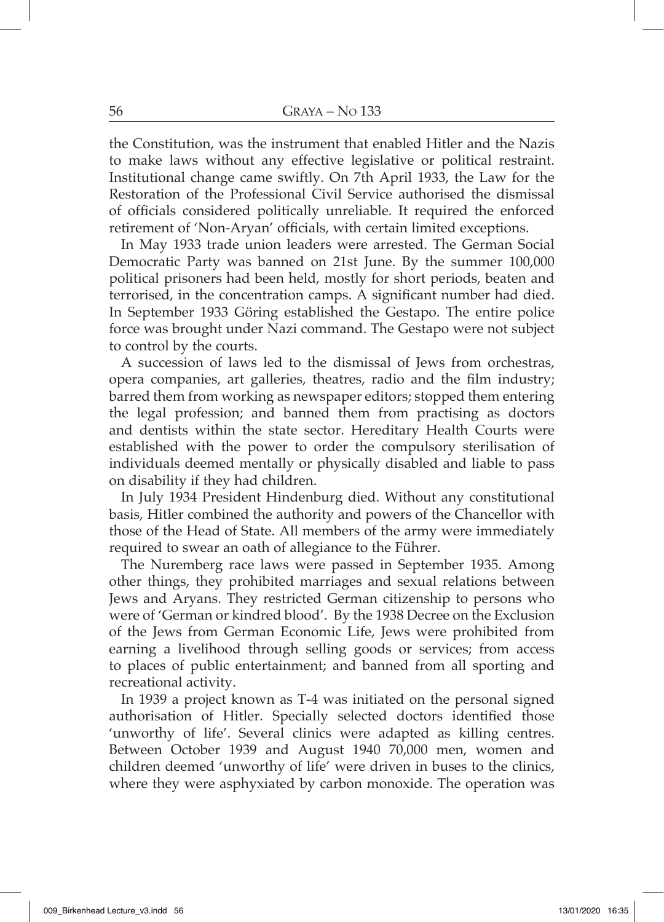the Constitution, was the instrument that enabled Hitler and the Nazis to make laws without any effective legislative or political restraint. Institutional change came swiftly. On 7th April 1933, the Law for the Restoration of the Professional Civil Service authorised the dismissal of officials considered politically unreliable. It required the enforced retirement of 'Non-Aryan' officials, with certain limited exceptions.

In May 1933 trade union leaders were arrested. The German Social Democratic Party was banned on 21st June. By the summer 100,000 political prisoners had been held, mostly for short periods, beaten and terrorised, in the concentration camps. A significant number had died. In September 1933 Göring established the Gestapo. The entire police force was brought under Nazi command. The Gestapo were not subject to control by the courts.

A succession of laws led to the dismissal of Jews from orchestras, opera companies, art galleries, theatres, radio and the film industry; barred them from working as newspaper editors; stopped them entering the legal profession; and banned them from practising as doctors and dentists within the state sector. Hereditary Health Courts were established with the power to order the compulsory sterilisation of individuals deemed mentally or physically disabled and liable to pass on disability if they had children.

In July 1934 President Hindenburg died. Without any constitutional basis, Hitler combined the authority and powers of the Chancellor with those of the Head of State. All members of the army were immediately required to swear an oath of allegiance to the Führer.

The Nuremberg race laws were passed in September 1935. Among other things, they prohibited marriages and sexual relations between Jews and Aryans. They restricted German citizenship to persons who were of 'German or kindred blood'. By the 1938 Decree on the Exclusion of the Jews from German Economic Life, Jews were prohibited from earning a livelihood through selling goods or services; from access to places of public entertainment; and banned from all sporting and recreational activity.

In 1939 a project known as T-4 was initiated on the personal signed authorisation of Hitler. Specially selected doctors identified those 'unworthy of life'. Several clinics were adapted as killing centres. Between October 1939 and August 1940 70,000 men, women and children deemed 'unworthy of life' were driven in buses to the clinics, where they were asphyxiated by carbon monoxide. The operation was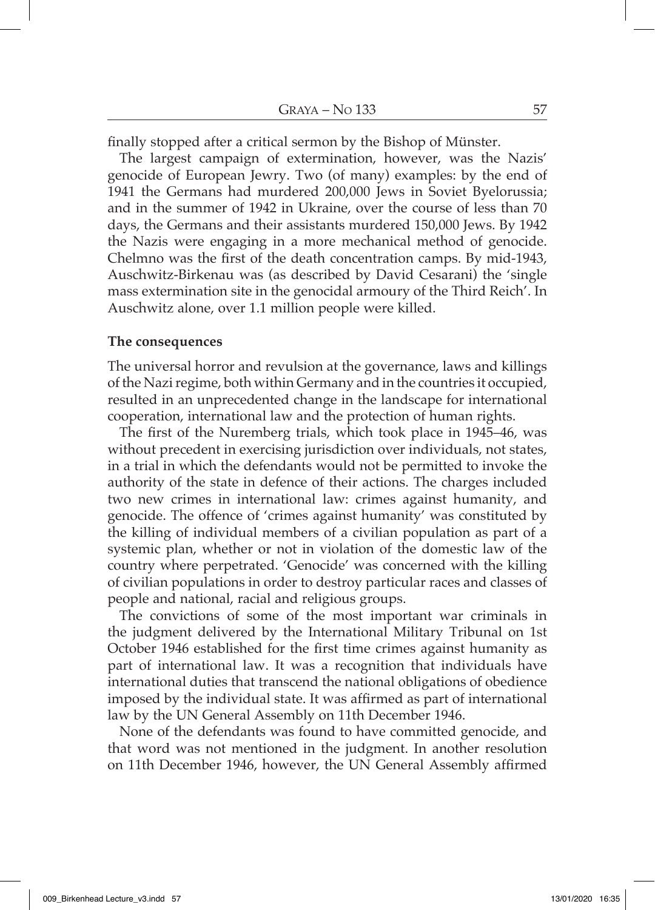finally stopped after a critical sermon by the Bishop of Münster.

The largest campaign of extermination, however, was the Nazis' genocide of European Jewry. Two (of many) examples: by the end of 1941 the Germans had murdered 200,000 Jews in Soviet Byelorussia; and in the summer of 1942 in Ukraine, over the course of less than 70 days, the Germans and their assistants murdered 150,000 Jews. By 1942 the Nazis were engaging in a more mechanical method of genocide. Chelmno was the first of the death concentration camps. By mid-1943, Auschwitz-Birkenau was (as described by David Cesarani) the 'single mass extermination site in the genocidal armoury of the Third Reich'. In Auschwitz alone, over 1.1 million people were killed.

**The consequences**

The universal horror and revulsion at the governance, laws and killings of the Nazi regime, both within Germany and in the countries it occupied, resulted in an unprecedented change in the landscape for international cooperation, international law and the protection of human rights.

The first of the Nuremberg trials, which took place in 1945–46, was without precedent in exercising jurisdiction over individuals, not states, in a trial in which the defendants would not be permitted to invoke the authority of the state in defence of their actions. The charges included two new crimes in international law: crimes against humanity, and genocide. The offence of 'crimes against humanity' was constituted by the killing of individual members of a civilian population as part of a systemic plan, whether or not in violation of the domestic law of the country where perpetrated. 'Genocide' was concerned with the killing of civilian populations in order to destroy particular races and classes of people and national, racial and religious groups.

The convictions of some of the most important war criminals in the judgment delivered by the International Military Tribunal on 1st October 1946 established for the first time crimes against humanity as part of international law. It was a recognition that individuals have international duties that transcend the national obligations of obedience imposed by the individual state. It was affirmed as part of international law by the UN General Assembly on 11th December 1946.

None of the defendants was found to have committed genocide, and that word was not mentioned in the judgment. In another resolution on 11th December 1946, however, the UN General Assembly affirmed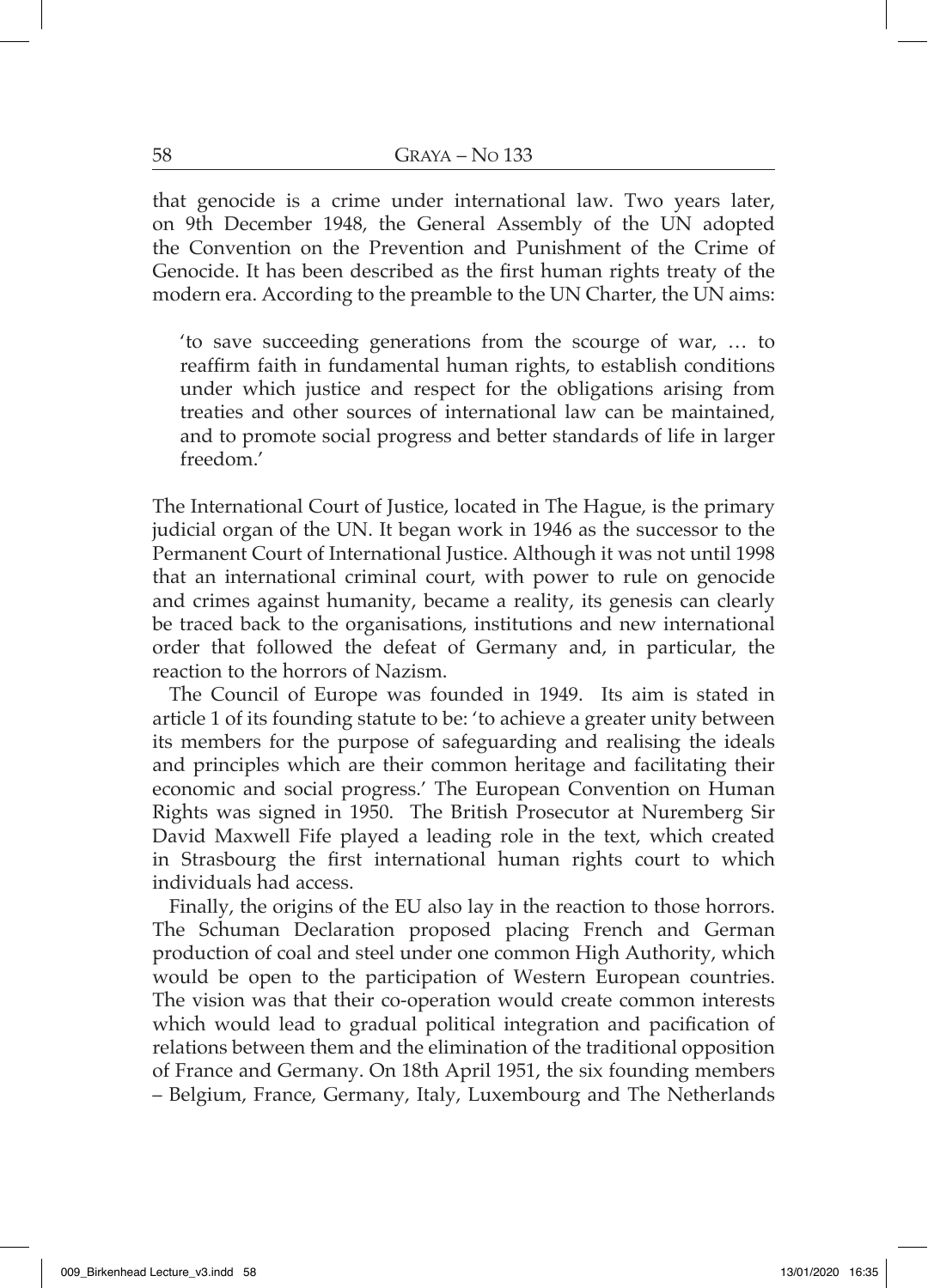that genocide is a crime under international law. Two years later, on 9th December 1948, the General Assembly of the UN adopted the Convention on the Prevention and Punishment of the Crime of Genocide. It has been described as the first human rights treaty of the modern era. According to the preamble to the UN Charter, the UN aims:

> 'to save succeeding generations from the scourge of war, … to reaffirm faith in fundamental human rights, to establish conditions under which justice and respect for the obligations arising from treaties and other sources of international law can be maintained, and to promote social progress and better standards of life in larger freedom.'

The International Court of Justice, located in The Hague, is the primary judicial organ of the UN. It began work in 1946 as the successor to the Permanent Court of International Justice. Although it was not until 1998 that an international criminal court, with power to rule on genocide and crimes against humanity, became a reality, its genesis can clearly be traced back to the organisations, institutions and new international order that followed the defeat of Germany and, in particular, the reaction to the horrors of Nazism.

The Council of Europe was founded in 1949. Its aim is stated in article 1 of its founding statute to be: 'to achieve a greater unity between its members for the purpose of safeguarding and realising the ideals and principles which are their common heritage and facilitating their economic and social progress.' The European Convention on Human Rights was signed in 1950. The British Prosecutor at Nuremberg Sir David Maxwell Fife played a leading role in the text, which created in Strasbourg the first international human rights court to which individuals had access.

Finally, the origins of the EU also lay in the reaction to those horrors. The Schuman Declaration proposed placing French and German production of coal and steel under one common High Authority, which would be open to the participation of Western European countries. The vision was that their co-operation would create common interests which would lead to gradual political integration and pacification of relations between them and the elimination of the traditional opposition of France and Germany. On 18th April 1951, the six founding members – Belgium, France, Germany, Italy, Luxembourg and The Netherlands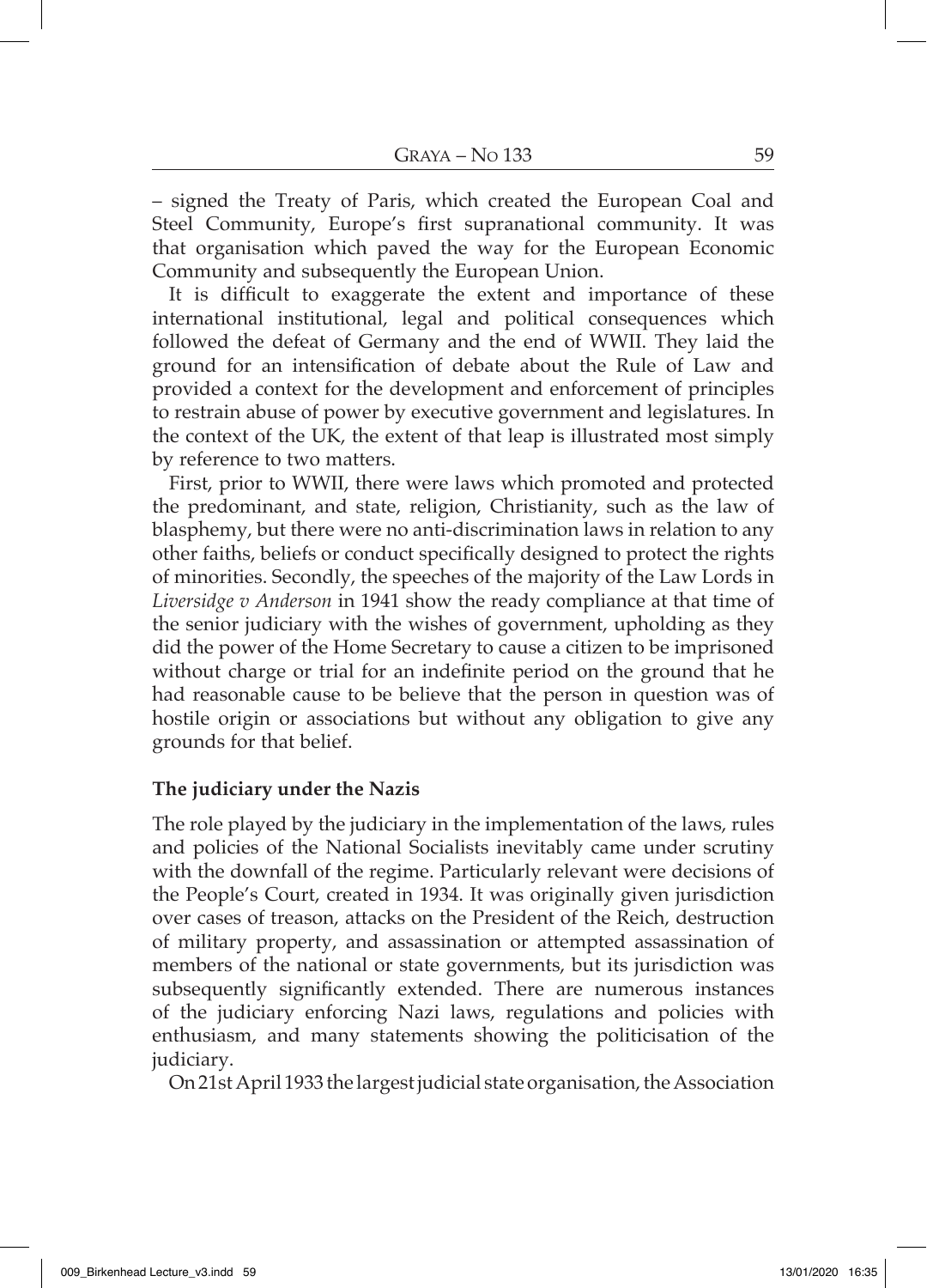– signed the Treaty of Paris, which created the European Coal and Steel Community, Europe's first supranational community. It was that organisation which paved the way for the European Economic Community and subsequently the European Union.

It is difficult to exaggerate the extent and importance of these international institutional, legal and political consequences which followed the defeat of Germany and the end of WWII. They laid the ground for an intensification of debate about the Rule of Law and provided a context for the development and enforcement of principles to restrain abuse of power by executive government and legislatures. In the context of the UK, the extent of that leap is illustrated most simply by reference to two matters.

First, prior to WWII, there were laws which promoted and protected the predominant, and state, religion, Christianity, such as the law of blasphemy, but there were no anti-discrimination laws in relation to any other faiths, beliefs or conduct specifically designed to protect the rights of minorities. Secondly, the speeches of the majority of the Law Lords in *Liversidge v Anderson* in 1941 show the ready compliance at that time of the senior judiciary with the wishes of government, upholding as they did the power of the Home Secretary to cause a citizen to be imprisoned without charge or trial for an indefinite period on the ground that he had reasonable cause to be believe that the person in question was of hostile origin or associations but without any obligation to give any grounds for that belief.

### The judiciary under the Nazis

The role played by the judiciary in the implementation of the laws, rules and policies of the National Socialists inevitably came under scrutiny with the downfall of the regime. Particularly relevant were decisions of the People's Court, created in 1934. It was originally given jurisdiction over cases of treason, attacks on the President of the Reich, destruction of military property, and assassination or attempted assassination of members of the national or state governments, but its jurisdiction was subsequently significantly extended. There are numerous instances of the judiciary enforcing Nazi laws, regulations and policies with enthusiasm, and many statements showing the politicisation of the judiciary.

On 21st April 1933 the largest judicial state organisation, the Association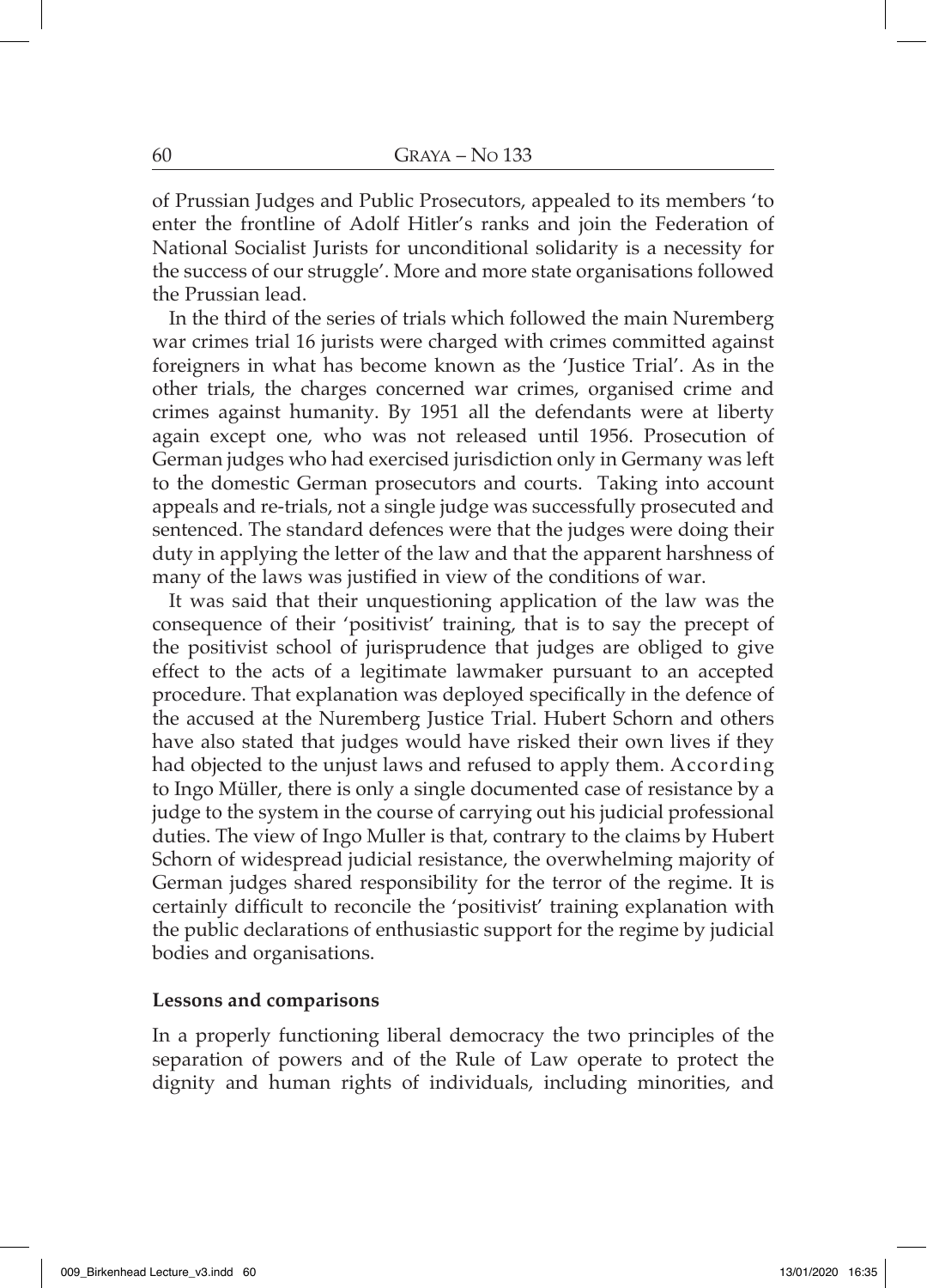of Prussian Judges and Public Prosecutors, appealed to its members 'to enter the frontline of Adolf Hitler's ranks and join the Federation of National Socialist Jurists for unconditional solidarity is a necessity for the success of our struggle'. More and more state organisations followed the Prussian lead.

In the third of the series of trials which followed the main Nuremberg war crimes trial 16 jurists were charged with crimes committed against foreigners in what has become known as the 'Justice Trial'. As in the other trials, the charges concerned war crimes, organised crime and crimes against humanity. By 1951 all the defendants were at liberty again except one, who was not released until 1956. Prosecution of German judges who had exercised jurisdiction only in Germany was left to the domestic German prosecutors and courts. Taking into account appeals and re-trials, not a single judge was successfully prosecuted and sentenced. The standard defences were that the judges were doing their duty in applying the letter of the law and that the apparent harshness of many of the laws was justified in view of the conditions of war.

It was said that their unquestioning application of the law was the consequence of their 'positivist' training, that is to say the precept of the positivist school of jurisprudence that judges are obliged to give effect to the acts of a legitimate lawmaker pursuant to an accepted procedure. That explanation was deployed specifically in the defence of the accused at the Nuremberg Justice Trial. Hubert Schorn and others have also stated that judges would have risked their own lives if they had objected to the unjust laws and refused to apply them. According to Ingo Müller, there is only a single documented case of resistance by a judge to the system in the course of carrying out his judicial professional duties. The view of Ingo Muller is that, contrary to the claims by Hubert Schorn of widespread judicial resistance, the overwhelming majority of German judges shared responsibility for the terror of the regime. It is certainly difficult to reconcile the 'positivist' training explanation with the public declarations of enthusiastic support for the regime by judicial bodies and organisations.

**Lessons and comparisons**

In a properly functioning liberal democracy the two principles of the separation of powers and of the Rule of Law operate to protect the dignity and human rights of individuals, including minorities, and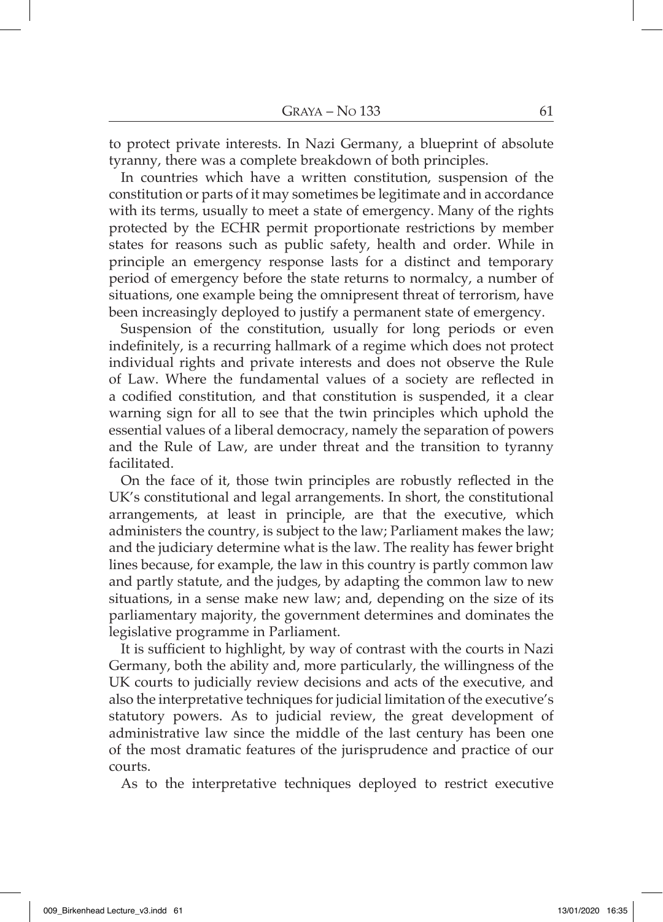to protect private interests. In Nazi Germany, a blueprint of absolute tyranny, there was a complete breakdown of both principles.

In countries which have a written constitution, suspension of the constitution or parts of it may sometimes be legitimate and in accordance with its terms, usually to meet a state of emergency. Many of the rights protected by the ECHR permit proportionate restrictions by member states for reasons such as public safety, health and order. While in principle an emergency response lasts for a distinct and temporary period of emergency before the state returns to normalcy, a number of situations, one example being the omnipresent threat of terrorism, have been increasingly deployed to justify a permanent state of emergency.

Suspension of the constitution, usually for long periods or even indefinitely, is a recurring hallmark of a regime which does not protect individual rights and private interests and does not observe the Rule of Law. Where the fundamental values of a society are reflected in a codified constitution, and that constitution is suspended, it a clear warning sign for all to see that the twin principles which uphold the essential values of a liberal democracy, namely the separation of powers and the Rule of Law, are under threat and the transition to tyranny facilitated.

On the face of it, those twin principles are robustly reflected in the UK's constitutional and legal arrangements. In short, the constitutional arrangements, at least in principle, are that the executive, which administers the country, is subject to the law; Parliament makes the law; and the judiciary determine what is the law. The reality has fewer bright lines because, for example, the law in this country is partly common law and partly statute, and the judges, by adapting the common law to new situations, in a sense make new law; and, depending on the size of its parliamentary majority, the government determines and dominates the legislative programme in Parliament.

It is sufficient to highlight, by way of contrast with the courts in Nazi Germany, both the ability and, more particularly, the willingness of the UK courts to judicially review decisions and acts of the executive, and also the interpretative techniques for judicial limitation of the executive's statutory powers. As to judicial review, the great development of administrative law since the middle of the last century has been one of the most dramatic features of the jurisprudence and practice of our courts.

As to the interpretative techniques deployed to restrict executive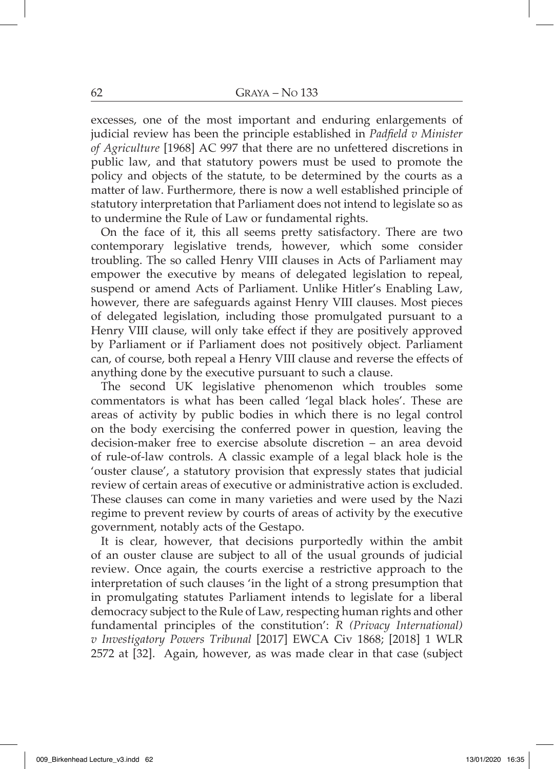excesses, one of the most important and enduring enlargements of judicial review has been the principle established in *Padfield v Minister of Agriculture* [1968] AC 997 that there are no unfettered discretions in public law, and that statutory powers must be used to promote the policy and objects of the statute, to be determined by the courts as a matter of law. Furthermore, there is now a well established principle of statutory interpretation that Parliament does not intend to legislate so as to undermine the Rule of Law or fundamental rights.

On the face of it, this all seems pretty satisfactory. There are two contemporary legislative trends, however, which some consider troubling. The so called Henry VIII clauses in Acts of Parliament may empower the executive by means of delegated legislation to repeal, suspend or amend Acts of Parliament. Unlike Hitler's Enabling Law, however, there are safeguards against Henry VIII clauses. Most pieces of delegated legislation, including those promulgated pursuant to a Henry VIII clause, will only take effect if they are positively approved by Parliament or if Parliament does not positively object. Parliament can, of course, both repeal a Henry VIII clause and reverse the effects of anything done by the executive pursuant to such a clause.

The second UK legislative phenomenon which troubles some commentators is what has been called 'legal black holes'. These are areas of activity by public bodies in which there is no legal control on the body exercising the conferred power in question, leaving the decision-maker free to exercise absolute discretion – an area devoid of rule-of-law controls. A classic example of a legal black hole is the 'ouster clause', a statutory provision that expressly states that judicial review of certain areas of executive or administrative action is excluded. These clauses can come in many varieties and were used by the Nazi regime to prevent review by courts of areas of activity by the executive government, notably acts of the Gestapo.

It is clear, however, that decisions purportedly within the ambit of an ouster clause are subject to all of the usual grounds of judicial review. Once again, the courts exercise a restrictive approach to the interpretation of such clauses 'in the light of a strong presumption that in promulgating statutes Parliament intends to legislate for a liberal democracy subject to the Rule of Law, respecting human rights and other fundamental principles of the constitution': *R (Privacy International) v Investigatory Powers Tribunal* [2017] EWCA Civ 1868; [2018] 1 WLR 2572 at [32]. Again, however, as was made clear in that case (subject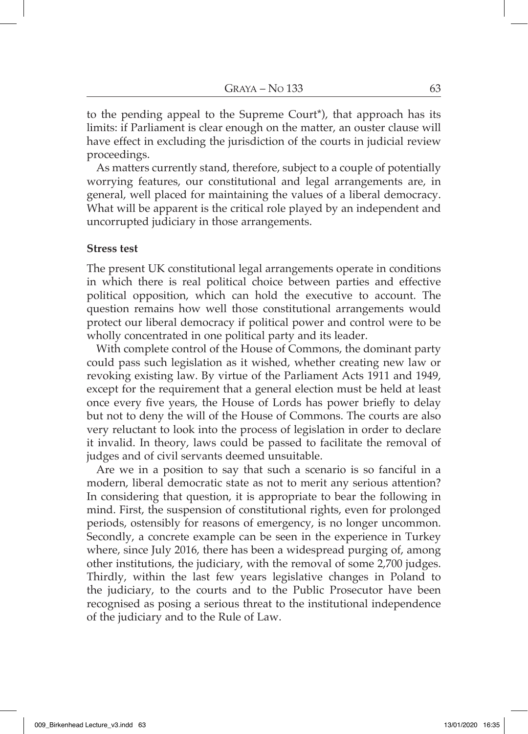to the pending appeal to the Supreme Court*), that approach has its limits: if Parliament is clear enough on the matter, an ouster clause will have effect in excluding the jurisdiction of the courts in judicial review proceedings.

As matters currently stand, therefore, subject to a couple of potentially worrying features, our constitutional and legal arrangements are, in general, well placed for maintaining the values of a liberal democracy. What will be apparent is the critical role played by an independent and uncorrupted judiciary in those arrangements.

**Stress test**

The present UK constitutional legal arrangements operate in conditions in which there is real political choice between parties and effective political opposition, which can hold the executive to account. The question remains how well those constitutional arrangements would protect our liberal democracy if political power and control were to be wholly concentrated in one political party and its leader.

With complete control of the House of Commons, the dominant party could pass such legislation as it wished, whether creating new law or revoking existing law. By virtue of the Parliament Acts 1911 and 1949, except for the requirement that a general election must be held at least once every five years, the House of Lords has power briefly to delay but not to deny the will of the House of Commons. The courts are also very reluctant to look into the process of legislation in order to declare it invalid. In theory, laws could be passed to facilitate the removal of judges and of civil servants deemed unsuitable.

Are we in a position to say that such a scenario is so fanciful in a modern, liberal democratic state as not to merit any serious attention? In considering that question, it is appropriate to bear the following in mind. First, the suspension of constitutional rights, even for prolonged periods, ostensibly for reasons of emergency, is no longer uncommon. Secondly, a concrete example can be seen in the experience in Turkey where, since July 2016, there has been a widespread purging of, among other institutions, the judiciary, with the removal of some 2,700 judges. Thirdly, within the last few years legislative changes in Poland to the judiciary, to the courts and to the Public Prosecutor have been recognised as posing a serious threat to the institutional independence of the judiciary and to the Rule of Law.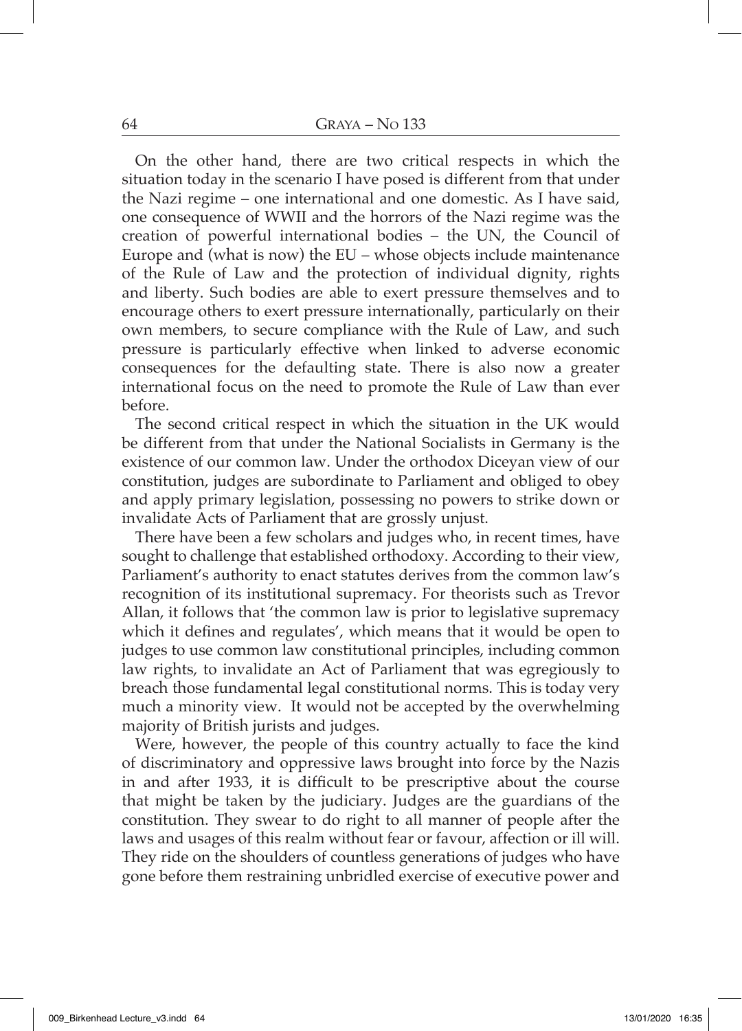On the other hand, there are two critical respects in which the situation today in the scenario I have posed is different from that under the Nazi regime – one international and one domestic. As I have said, one consequence of WWII and the horrors of the Nazi regime was the creation of powerful international bodies – the UN, the Council of Europe and (what is now) the EU – whose objects include maintenance of the Rule of Law and the protection of individual dignity, rights and liberty. Such bodies are able to exert pressure themselves and to encourage others to exert pressure internationally, particularly on their own members, to secure compliance with the Rule of Law, and such pressure is particularly effective when linked to adverse economic consequences for the defaulting state. There is also now a greater international focus on the need to promote the Rule of Law than ever before.

The second critical respect in which the situation in the UK would be different from that under the National Socialists in Germany is the existence of our common law. Under the orthodox Diceyan view of our constitution, judges are subordinate to Parliament and obliged to obey and apply primary legislation, possessing no powers to strike down or invalidate Acts of Parliament that are grossly unjust.

There have been a few scholars and judges who, in recent times, have sought to challenge that established orthodoxy. According to their view, Parliament's authority to enact statutes derives from the common law's recognition of its institutional supremacy. For theorists such as Trevor Allan, it follows that 'the common law is prior to legislative supremacy which it defines and regulates', which means that it would be open to judges to use common law constitutional principles, including common law rights, to invalidate an Act of Parliament that was egregiously to breach those fundamental legal constitutional norms. This is today very much a minority view. It would not be accepted by the overwhelming majority of British jurists and judges.

Were, however, the people of this country actually to face the kind of discriminatory and oppressive laws brought into force by the Nazis in and after 1933, it is difficult to be prescriptive about the course that might be taken by the judiciary. Judges are the guardians of the constitution. They swear to do right to all manner of people after the laws and usages of this realm without fear or favour, affection or ill will. They ride on the shoulders of countless generations of judges who have gone before them restraining unbridled exercise of executive power and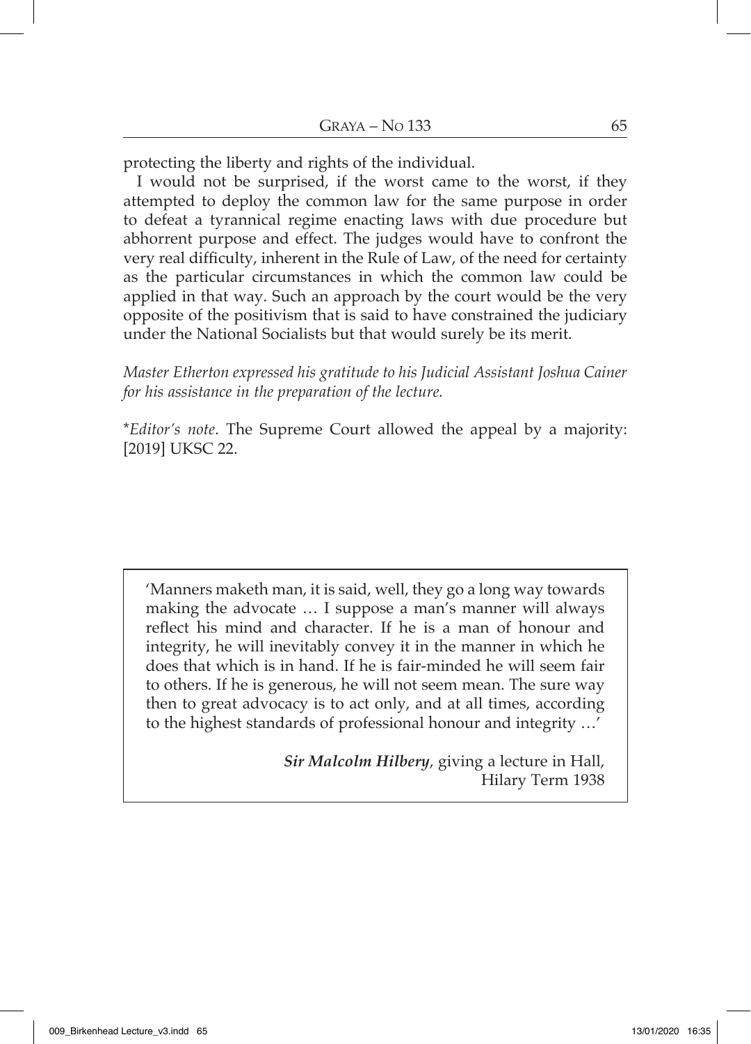protecting the liberty and rights of the individual.

I would not be surprised, if the worst came to the worst, if they attempted to deploy the common law for the same purpose in order to defeat a tyrannical regime enacting laws with due procedure but abhorrent purpose and effect. The judges would have to confront the very real difficulty, inherent in the Rule of Law, of the need for certainty as the particular circumstances in which the common law could be applied in that way. Such an approach by the court would be the very opposite of the positivism that is said to have constrained the judiciary under the National Socialists but that would surely be its merit.

*Master Etherton expressed his gratitude to his Judicial Assistant Joshua Cainer for his assistance in the preparation of the lecture.*

**Editor's note*. The Supreme Court allowed the appeal by a majority: [2019] UKSC 22.

> 'Manners maketh man, it is said, well, they go a long way towards making the advocate … I suppose a man's manner will always reflect his mind and character. If he is a man of honour and integrity, he will inevitably convey it in the manner in which he does that which is in hand. If he is fair-minded he will seem fair to others. If he is generous, he will not seem mean. The sure way then to great advocacy is to act only, and at all times, according to the highest standards of professional honour and integrity …'
>
> ***Sir Malcolm Hilbery***, giving a lecture in Hall, Hilary Term 1938